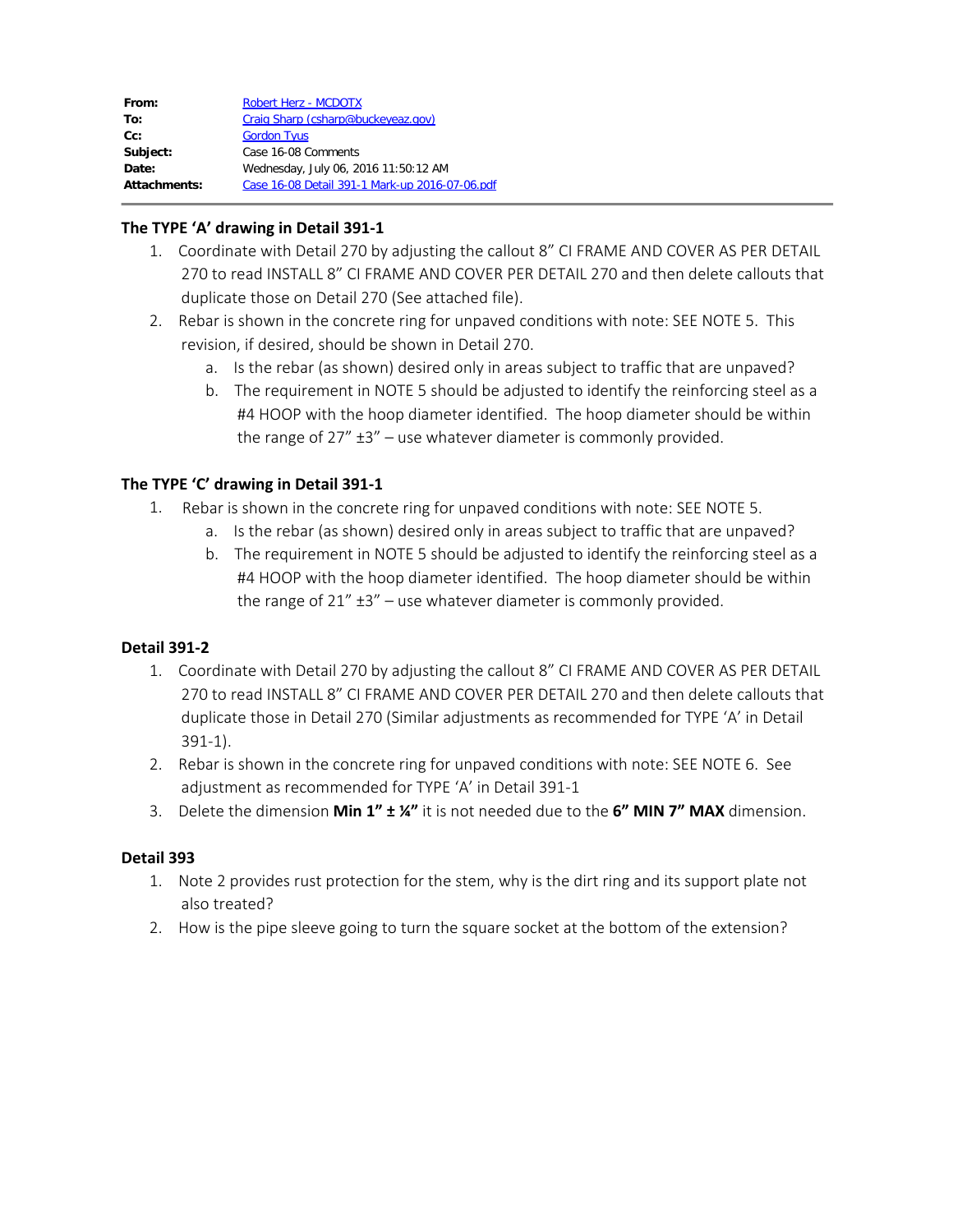| | |
|---|---|
| **From:** | Robert Herz - MCDOTX |
| **To:** | Craig Sharp (csharp@buckeyeaz.gov) |
| **Cc:** | Gordon Tyus |
| **Subject:** | Case 16-08 Comments |
| **Date:** | Wednesday, July 06, 2016 11:50:12 AM |
| **Attachments:** | Case 16-08 Detail 391-1 Mark-up 2016-07-06.pdf |

### The TYPE 'A' drawing in Detail 391-1

1. Coordinate with Detail 270 by adjusting the callout 8" CI FRAME AND COVER AS PER DETAIL 270 to read INSTALL 8" CI FRAME AND COVER PER DETAIL 270 and then delete callouts that duplicate those on Detail 270 (See attached file).
2. Rebar is shown in the concrete ring for unpaved conditions with note: SEE NOTE 5. This revision, if desired, should be shown in Detail 270.
   a. Is the rebar (as shown) desired only in areas subject to traffic that are unpaved?
   b. The requirement in NOTE 5 should be adjusted to identify the reinforcing steel as a #4 HOOP with the hoop diameter identified. The hoop diameter should be within the range of 27" ±3" – use whatever diameter is commonly provided.

### The TYPE 'C' drawing in Detail 391-1

1. Rebar is shown in the concrete ring for unpaved conditions with note: SEE NOTE 5.
   a. Is the rebar (as shown) desired only in areas subject to traffic that are unpaved?
   b. The requirement in NOTE 5 should be adjusted to identify the reinforcing steel as a #4 HOOP with the hoop diameter identified. The hoop diameter should be within the range of 21" ±3" – use whatever diameter is commonly provided.

### Detail 391-2

1. Coordinate with Detail 270 by adjusting the callout 8" CI FRAME AND COVER AS PER DETAIL 270 to read INSTALL 8" CI FRAME AND COVER PER DETAIL 270 and then delete callouts that duplicate those in Detail 270 (Similar adjustments as recommended for TYPE 'A' in Detail 391-1).
2. Rebar is shown in the concrete ring for unpaved conditions with note: SEE NOTE 6. See adjustment as recommended for TYPE 'A' in Detail 391-1
3. Delete the dimension **Min 1" ± ¼"** it is not needed due to the **6" MIN 7" MAX** dimension.

### Detail 393

1. Note 2 provides rust protection for the stem, why is the dirt ring and its support plate not also treated?
2. How is the pipe sleeve going to turn the square socket at the bottom of the extension?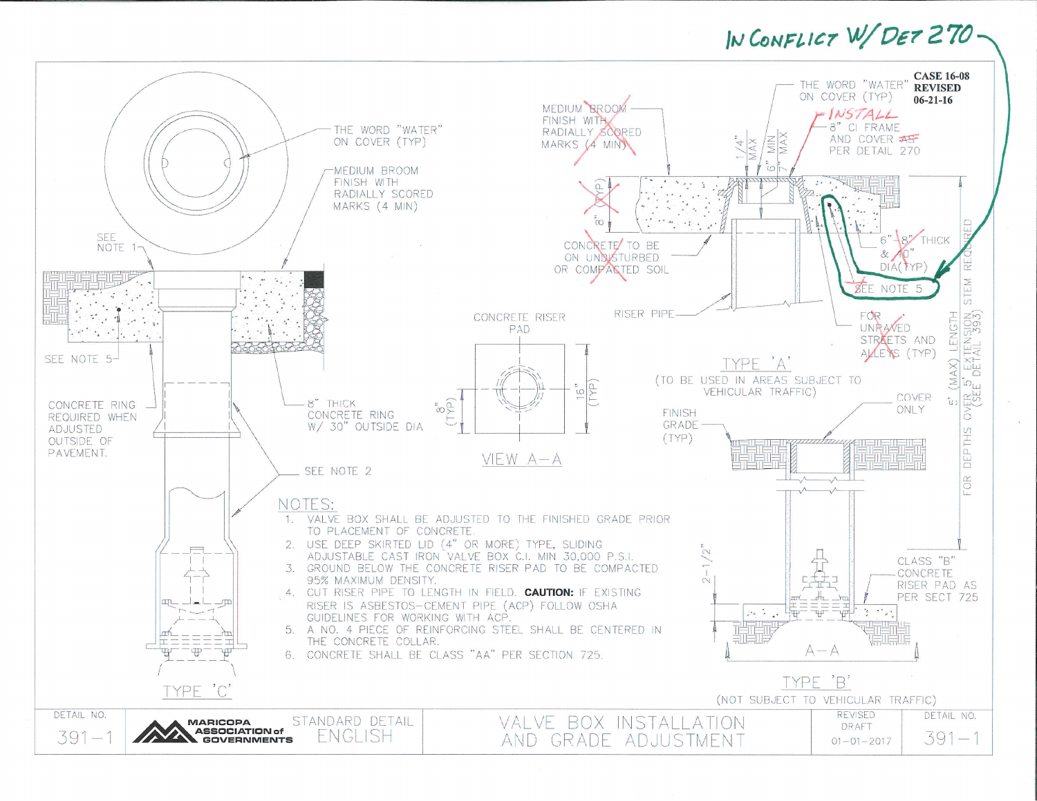IN CONFLICT W/ DET 270

CASE 16-08
REVISED
06-21-16

THE WORD "WATER" ON COVER (TYP)

MEDIUM BROOM FINISH WITH RADIALLY SCORED MARKS (4 MIN)

SEE NOTE 1

SEE NOTE 5

CONCRETE RING REQUIRED WHEN ADJUSTED OUTSIDE OF PAVEMENT.

8" THICK CONCRETE RING W/ 30" OUTSIDE DIA

SEE NOTE 2

TYPE 'C'

CONCRETE RISER PAD

8" (TYP)

16" (TYP)

VIEW A–A

MEDIUM BROOM FINISH WITH RADIALLY SCORED MARKS (4 MIN)

8" (TYP)

CONCRETE TO BE ON UNDISTURBED OR COMPACTED SOIL

RISER PIPE

THE WORD "WATER" ON COVER (TYP)

INSTALL 8" CI FRAME AND COVER ~~AS~~ PER DETAIL 270

1/4" MAX

6" MIN 7" MAX

6" ~~8"~~ THICK & 40" DIA (TYP)

SEE NOTE 5

FOR UNPAVED STREETS AND ALLEYS (TYP)

TYPE 'A'
(TO BE USED IN AREAS SUBJECT TO VEHICULAR TRAFFIC)

FINISH GRADE (TYP)

COVER ONLY

5' (MAX) LENGTH FOR DEPTHS OVER 5' EXTENSION STEM REQUIRED (SEE DETAIL 393)

2-1/2"

CLASS "B" CONCRETE RISER PAD AS PER SECT 725

A–A

TYPE 'B'
(NOT SUBJECT TO VEHICULAR TRAFFIC)

## NOTES:

1. VALVE BOX SHALL BE ADJUSTED TO THE FINISHED GRADE PRIOR TO PLACEMENT OF CONCRETE.
2. USE DEEP SKIRTED LID (4" OR MORE) TYPE, SLIDING ADJUSTABLE CAST IRON VALVE BOX C.I. MIN 30,000 P.S.I.
3. GROUND BELOW THE CONCRETE RISER PAD TO BE COMPACTED 95% MAXIMUM DENSITY.
4. CUT RISER PIPE TO LENGTH IN FIELD. **CAUTION:** IF EXISTING RISER IS ASBESTOS-CEMENT PIPE (ACP) FOLLOW OSHA GUIDELINES FOR WORKING WITH ACP.
5. A NO. 4 PIECE OF REINFORCING STEEL SHALL BE CENTERED IN THE CONCRETE COLLAR.
6. CONCRETE SHALL BE CLASS "AA" PER SECTION 725.

| DETAIL NO. | | STANDARD DETAIL | | REVISED | DETAIL NO. |
|---|---|---|---|---|---|
| 391–1 | MARICOPA ASSOCIATION of GOVERNMENTS | ENGLISH | VALVE BOX INSTALLATION AND GRADE ADJUSTMENT | DRAFT 01-01-2017 | 391–1 |